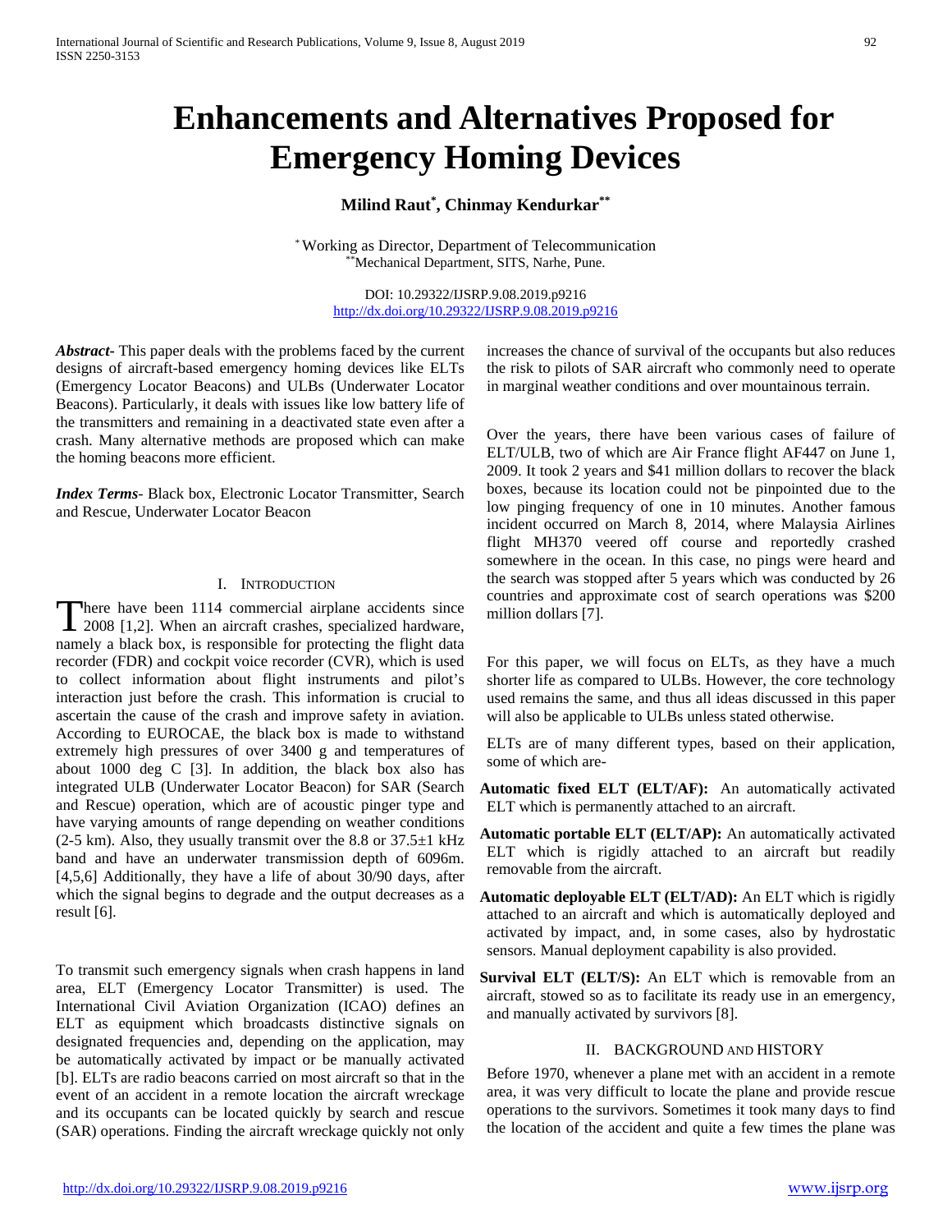# Enhancements and Alternatives Proposed for Emergency Homing Devices

**Milind Raut[*], Chinmay Kendurkar[**]**

[*] Working as Director, Department of Telecommunication
[**] Mechanical Department, SITS, Narhe, Pune.

DOI: 10.29322/IJSRP.9.08.2019.p9216
http://dx.doi.org/10.29322/IJSRP.9.08.2019.p9216

***Abstract***- This paper deals with the problems faced by the current designs of aircraft-based emergency homing devices like ELTs (Emergency Locator Beacons) and ULBs (Underwater Locator Beacons). Particularly, it deals with issues like low battery life of the transmitters and remaining in a deactivated state even after a crash. Many alternative methods are proposed which can make the homing beacons more efficient.

***Index Terms***- Black box, Electronic Locator Transmitter, Search and Rescue, Underwater Locator Beacon

## I. Introduction

There have been 1114 commercial airplane accidents since 2008 [1,2]. When an aircraft crashes, specialized hardware, namely a black box, is responsible for protecting the flight data recorder (FDR) and cockpit voice recorder (CVR), which is used to collect information about flight instruments and pilot's interaction just before the crash. This information is crucial to ascertain the cause of the crash and improve safety in aviation. According to EUROCAE, the black box is made to withstand extremely high pressures of over 3400 g and temperatures of about 1000 deg C [3]. In addition, the black box also has integrated ULB (Underwater Locator Beacon) for SAR (Search and Rescue) operation, which are of acoustic pinger type and have varying amounts of range depending on weather conditions (2-5 km). Also, they usually transmit over the 8.8 or 37.5±1 kHz band and have an underwater transmission depth of 6096m. [4,5,6] Additionally, they have a life of about 30/90 days, after which the signal begins to degrade and the output decreases as a result [6].

To transmit such emergency signals when crash happens in land area, ELT (Emergency Locator Transmitter) is used. The International Civil Aviation Organization (ICAO) defines an ELT as equipment which broadcasts distinctive signals on designated frequencies and, depending on the application, may be automatically activated by impact or be manually activated [b]. ELTs are radio beacons carried on most aircraft so that in the event of an accident in a remote location the aircraft wreckage and its occupants can be located quickly by search and rescue (SAR) operations. Finding the aircraft wreckage quickly not only increases the chance of survival of the occupants but also reduces the risk to pilots of SAR aircraft who commonly need to operate in marginal weather conditions and over mountainous terrain.

Over the years, there have been various cases of failure of ELT/ULB, two of which are Air France flight AF447 on June 1, 2009. It took 2 years and $41 million dollars to recover the black boxes, because its location could not be pinpointed due to the low pinging frequency of one in 10 minutes. Another famous incident occurred on March 8, 2014, where Malaysia Airlines flight MH370 veered off course and reportedly crashed somewhere in the ocean. In this case, no pings were heard and the search was stopped after 5 years which was conducted by 26 countries and approximate cost of search operations was $200 million dollars [7].

For this paper, we will focus on ELTs, as they have a much shorter life as compared to ULBs. However, the core technology used remains the same, and thus all ideas discussed in this paper will also be applicable to ULBs unless stated otherwise.

ELTs are of many different types, based on their application, some of which are-

**Automatic fixed ELT (ELT/AF):** An automatically activated ELT which is permanently attached to an aircraft.

**Automatic portable ELT (ELT/AP):** An automatically activated ELT which is rigidly attached to an aircraft but readily removable from the aircraft.

**Automatic deployable ELT (ELT/AD):** An ELT which is rigidly attached to an aircraft and which is automatically deployed and activated by impact, and, in some cases, also by hydrostatic sensors. Manual deployment capability is also provided.

**Survival ELT (ELT/S):** An ELT which is removable from an aircraft, stowed so as to facilitate its ready use in an emergency, and manually activated by survivors [8].

## II. Background and History

Before 1970, whenever a plane met with an accident in a remote area, it was very difficult to locate the plane and provide rescue operations to the survivors. Sometimes it took many days to find the location of the accident and quite a few times the plane was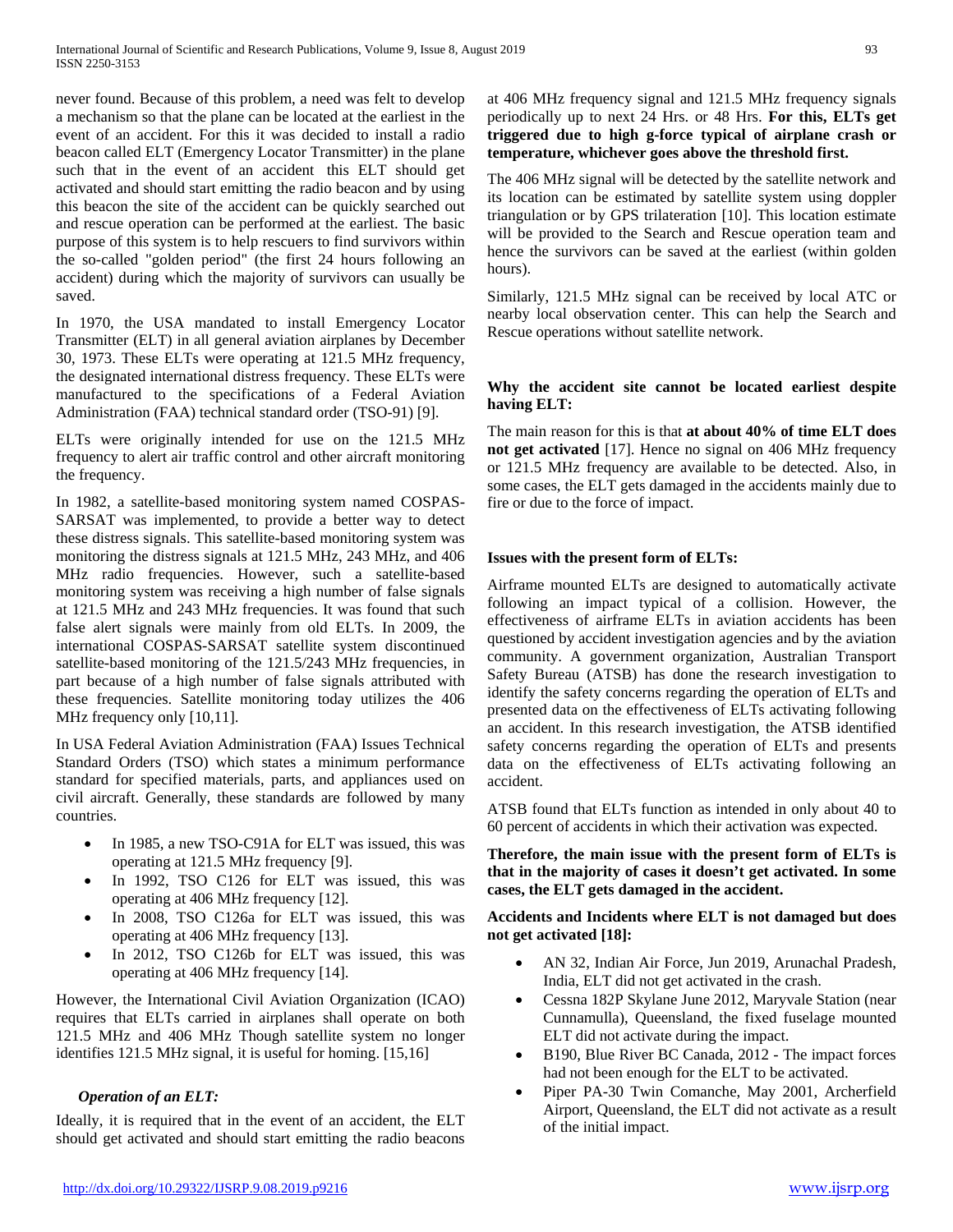never found. Because of this problem, a need was felt to develop a mechanism so that the plane can be located at the earliest in the event of an accident. For this it was decided to install a radio beacon called ELT (Emergency Locator Transmitter) in the plane such that in the event of an accident this ELT should get activated and should start emitting the radio beacon and by using this beacon the site of the accident can be quickly searched out and rescue operation can be performed at the earliest. The basic purpose of this system is to help rescuers to find survivors within the so-called "golden period" (the first 24 hours following an accident) during which the majority of survivors can usually be saved.

In 1970, the USA mandated to install Emergency Locator Transmitter (ELT) in all general aviation airplanes by December 30, 1973. These ELTs were operating at 121.5 MHz frequency, the designated international distress frequency. These ELTs were manufactured to the specifications of a Federal Aviation Administration (FAA) technical standard order (TSO-91) [9].

ELTs were originally intended for use on the 121.5 MHz frequency to alert air traffic control and other aircraft monitoring the frequency.

In 1982, a satellite-based monitoring system named COSPAS-SARSAT was implemented, to provide a better way to detect these distress signals. This satellite-based monitoring system was monitoring the distress signals at 121.5 MHz, 243 MHz, and 406 MHz radio frequencies. However, such a satellite-based monitoring system was receiving a high number of false signals at 121.5 MHz and 243 MHz frequencies. It was found that such false alert signals were mainly from old ELTs. In 2009, the international COSPAS-SARSAT satellite system discontinued satellite-based monitoring of the 121.5/243 MHz frequencies, in part because of a high number of false signals attributed with these frequencies. Satellite monitoring today utilizes the 406 MHz frequency only [10,11].

In USA Federal Aviation Administration (FAA) Issues Technical Standard Orders (TSO) which states a minimum performance standard for specified materials, parts, and appliances used on civil aircraft. Generally, these standards are followed by many countries.

- In 1985, a new TSO-C91A for ELT was issued, this was operating at 121.5 MHz frequency [9].
- In 1992, TSO C126 for ELT was issued, this was operating at 406 MHz frequency [12].
- In 2008, TSO C126a for ELT was issued, this was operating at 406 MHz frequency [13].
- In 2012, TSO C126b for ELT was issued, this was operating at 406 MHz frequency [14].

However, the International Civil Aviation Organization (ICAO) requires that ELTs carried in airplanes shall operate on both 121.5 MHz and 406 MHz Though satellite system no longer identifies 121.5 MHz signal, it is useful for homing. [15,16]

### *Operation of an ELT:*

Ideally, it is required that in the event of an accident, the ELT should get activated and should start emitting the radio beacons at 406 MHz frequency signal and 121.5 MHz frequency signals periodically up to next 24 Hrs. or 48 Hrs. **For this, ELTs get triggered due to high g-force typical of airplane crash or temperature, whichever goes above the threshold first.**

The 406 MHz signal will be detected by the satellite network and its location can be estimated by satellite system using doppler triangulation or by GPS trilateration [10]. This location estimate will be provided to the Search and Rescue operation team and hence the survivors can be saved at the earliest (within golden hours).

Similarly, 121.5 MHz signal can be received by local ATC or nearby local observation center. This can help the Search and Rescue operations without satellite network.

### Why the accident site cannot be located earliest despite having ELT:

The main reason for this is that **at about 40% of time ELT does not get activated** [17]. Hence no signal on 406 MHz frequency or 121.5 MHz frequency are available to be detected. Also, in some cases, the ELT gets damaged in the accidents mainly due to fire or due to the force of impact.

### Issues with the present form of ELTs:

Airframe mounted ELTs are designed to automatically activate following an impact typical of a collision. However, the effectiveness of airframe ELTs in aviation accidents has been questioned by accident investigation agencies and by the aviation community. A government organization, Australian Transport Safety Bureau (ATSB) has done the research investigation to identify the safety concerns regarding the operation of ELTs and presented data on the effectiveness of ELTs activating following an accident. In this research investigation, the ATSB identified safety concerns regarding the operation of ELTs and presents data on the effectiveness of ELTs activating following an accident.

ATSB found that ELTs function as intended in only about 40 to 60 percent of accidents in which their activation was expected.

**Therefore, the main issue with the present form of ELTs is that in the majority of cases it doesn't get activated. In some cases, the ELT gets damaged in the accident.**

**Accidents and Incidents where ELT is not damaged but does not get activated [18]:**

- AN 32, Indian Air Force, Jun 2019, Arunachal Pradesh, India, ELT did not get activated in the crash.
- Cessna 182P Skylane June 2012, Maryvale Station (near Cunnamulla), Queensland, the fixed fuselage mounted ELT did not activate during the impact.
- B190, Blue River BC Canada, 2012 - The impact forces had not been enough for the ELT to be activated.
- Piper PA-30 Twin Comanche, May 2001, Archerfield Airport, Queensland, the ELT did not activate as a result of the initial impact.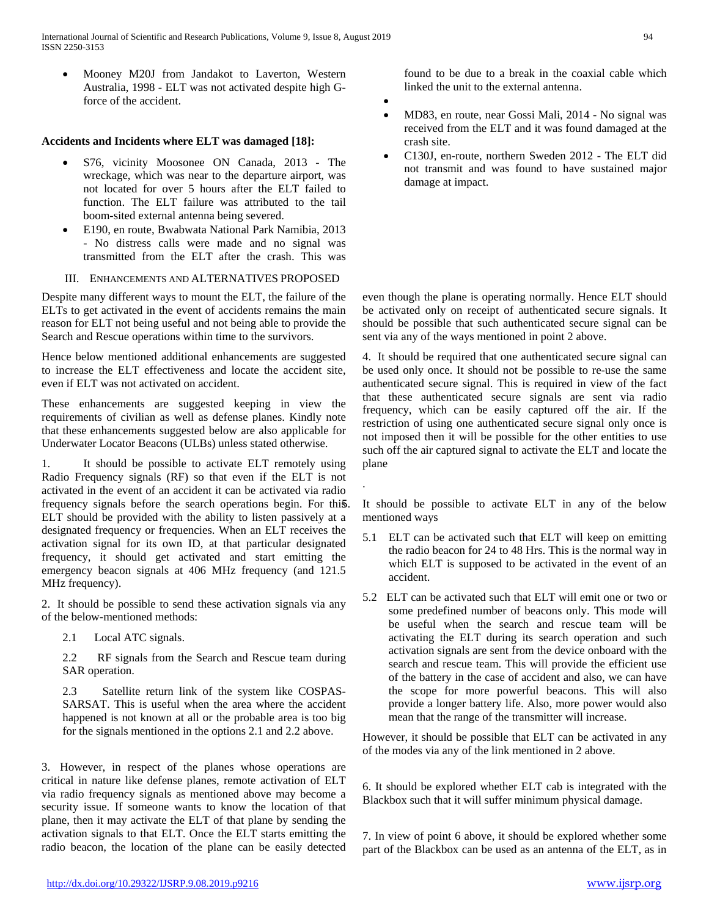- Mooney M20J from Jandakot to Laverton, Western Australia, 1998 - ELT was not activated despite high G-force of the accident.

**Accidents and Incidents where ELT was damaged [18]:**

- S76, vicinity Moosonee ON Canada, 2013 - The wreckage, which was near to the departure airport, was not located for over 5 hours after the ELT failed to function. The ELT failure was attributed to the tail boom-sited external antenna being severed.
- E190, en route, Bwabwata National Park Namibia, 2013 - No distress calls were made and no signal was transmitted from the ELT after the crash. This was found to be due to a break in the coaxial cable which linked the unit to the external antenna.
- MD83, en route, near Gossi Mali, 2014 - No signal was received from the ELT and it was found damaged at the crash site.
- C130J, en-route, northern Sweden 2012 - The ELT did not transmit and was found to have sustained major damage at impact.

## III. Enhancements and Alternatives Proposed

Despite many different ways to mount the ELT, the failure of the ELTs to get activated in the event of accidents remains the main reason for ELT not being useful and not being able to provide the Search and Rescue operations within time to the survivors.

Hence below mentioned additional enhancements are suggested to increase the ELT effectiveness and locate the accident site, even if ELT was not activated on accident.

These enhancements are suggested keeping in view the requirements of civilian as well as defense planes. Kindly note that these enhancements suggested below are also applicable for Underwater Locator Beacons (ULBs) unless stated otherwise.

1. It should be possible to activate ELT remotely using Radio Frequency signals (RF) so that even if the ELT is not activated in the event of an accident it can be activated via radio frequency signals before the search operations begin. For this ELT should be provided with the ability to listen passively at a designated frequency or frequencies. When an ELT receives the activation signal for its own ID, at that particular designated frequency, it should get activated and start emitting the emergency beacon signals at 406 MHz frequency (and 121.5 MHz frequency).

2. It should be possible to send these activation signals via any of the below-mentioned methods:

   2.1 Local ATC signals.

   2.2 RF signals from the Search and Rescue team during SAR operation.

   2.3 Satellite return link of the system like COSPAS-SARSAT. This is useful when the area where the accident happened is not known at all or the probable area is too big for the signals mentioned in the options 2.1 and 2.2 above.

3. However, in respect of the planes whose operations are critical in nature like defense planes, remote activation of ELT via radio frequency signals as mentioned above may become a security issue. If someone wants to know the location of that plane, then it may activate the ELT of that plane by sending the activation signals to that ELT. Once the ELT starts emitting the radio beacon, the location of the plane can be easily detected even though the plane is operating normally. Hence ELT should be activated only on receipt of authenticated secure signals. It should be possible that such authenticated secure signal can be sent via any of the ways mentioned in point 2 above.

4. It should be required that one authenticated secure signal can be used only once. It should not be possible to re-use the same authenticated secure signal. This is required in view of the fact that these authenticated secure signals are sent via radio frequency, which can be easily captured off the air. If the restriction of using one authenticated secure signal only once is not imposed then it will be possible for the other entities to use such off the air captured signal to activate the ELT and locate the plane

.

5. It should be possible to activate ELT in any of the below mentioned ways

   5.1 ELT can be activated such that ELT will keep on emitting the radio beacon for 24 to 48 Hrs. This is the normal way in which ELT is supposed to be activated in the event of an accident.

   5.2 ELT can be activated such that ELT will emit one or two or some predefined number of beacons only. This mode will be useful when the search and rescue team will be activating the ELT during its search operation and such activation signals are sent from the device onboard with the search and rescue team. This will provide the efficient use of the battery in the case of accident and also, we can have the scope for more powerful beacons. This will also provide a longer battery life. Also, more power would also mean that the range of the transmitter will increase.

However, it should be possible that ELT can be activated in any of the modes via any of the link mentioned in 2 above.

6. It should be explored whether ELT cab is integrated with the Blackbox such that it will suffer minimum physical damage.

7. In view of point 6 above, it should be explored whether some part of the Blackbox can be used as an antenna of the ELT, as in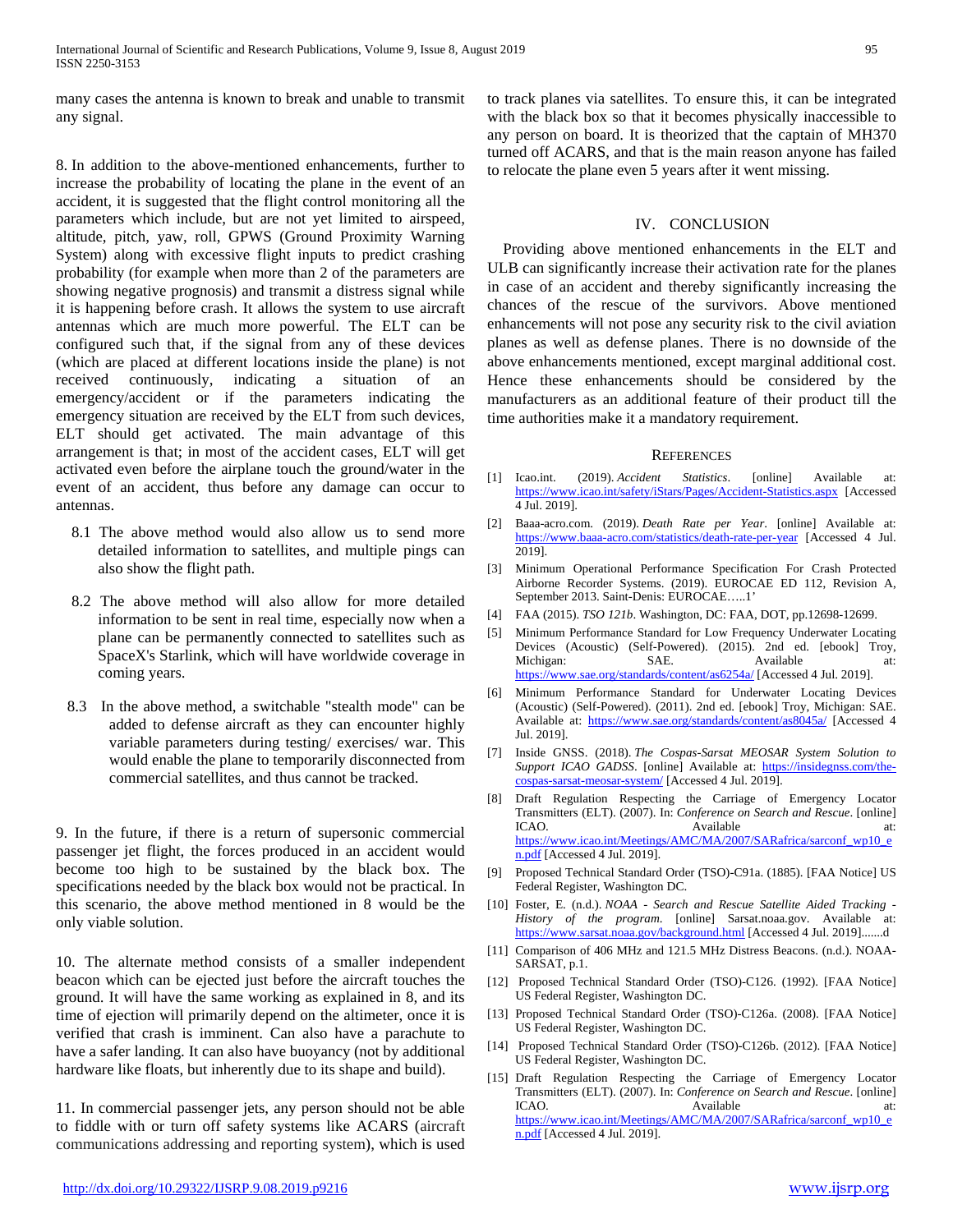many cases the antenna is known to break and unable to transmit any signal.

8. In addition to the above-mentioned enhancements, further to increase the probability of locating the plane in the event of an accident, it is suggested that the flight control monitoring all the parameters which include, but are not yet limited to airspeed, altitude, pitch, yaw, roll, GPWS (Ground Proximity Warning System) along with excessive flight inputs to predict crashing probability (for example when more than 2 of the parameters are showing negative prognosis) and transmit a distress signal while it is happening before crash. It allows the system to use aircraft antennas which are much more powerful. The ELT can be configured such that, if the signal from any of these devices (which are placed at different locations inside the plane) is not received continuously, indicating a situation of an emergency/accident or if the parameters indicating the emergency situation are received by the ELT from such devices, ELT should get activated. The main advantage of this arrangement is that; in most of the accident cases, ELT will get activated even before the airplane touch the ground/water in the event of an accident, thus before any damage can occur to antennas.

8.1 The above method would also allow us to send more detailed information to satellites, and multiple pings can also show the flight path.

8.2 The above method will also allow for more detailed information to be sent in real time, especially now when a plane can be permanently connected to satellites such as SpaceX's Starlink, which will have worldwide coverage in coming years.

8.3 In the above method, a switchable "stealth mode" can be added to defense aircraft as they can encounter highly variable parameters during testing/ exercises/ war. This would enable the plane to temporarily disconnected from commercial satellites, and thus cannot be tracked.

9. In the future, if there is a return of supersonic commercial passenger jet flight, the forces produced in an accident would become too high to be sustained by the black box. The specifications needed by the black box would not be practical. In this scenario, the above method mentioned in 8 would be the only viable solution.

10. The alternate method consists of a smaller independent beacon which can be ejected just before the aircraft touches the ground. It will have the same working as explained in 8, and its time of ejection will primarily depend on the altimeter, once it is verified that crash is imminent. Can also have a parachute to have a safer landing. It can also have buoyancy (not by additional hardware like floats, but inherently due to its shape and build).

11. In commercial passenger jets, any person should not be able to fiddle with or turn off safety systems like ACARS (aircraft communications addressing and reporting system), which is used to track planes via satellites. To ensure this, it can be integrated with the black box so that it becomes physically inaccessible to any person on board. It is theorized that the captain of MH370 turned off ACARS, and that is the main reason anyone has failed to relocate the plane even 5 years after it went missing.

## IV. Conclusion

Providing above mentioned enhancements in the ELT and ULB can significantly increase their activation rate for the planes in case of an accident and thereby significantly increasing the chances of the rescue of the survivors. Above mentioned enhancements will not pose any security risk to the civil aviation planes as well as defense planes. There is no downside of the above enhancements mentioned, except marginal additional cost. Hence these enhancements should be considered by the manufacturers as an additional feature of their product till the time authorities make it a mandatory requirement.

## References

[1] Icao.int. (2019). *Accident Statistics*. [online] Available at: https://www.icao.int/safety/iStars/Pages/Accident-Statistics.aspx [Accessed 4 Jul. 2019].

[2] Baaa-acro.com. (2019). *Death Rate per Year*. [online] Available at: https://www.baaa-acro.com/statistics/death-rate-per-year [Accessed 4 Jul. 2019].

[3] Minimum Operational Performance Specification For Crash Protected Airborne Recorder Systems. (2019). EUROCAE ED 112, Revision A, September 2013. Saint-Denis: EUROCAE…..1'

[4] FAA (2015). *TSO 121b*. Washington, DC: FAA, DOT, pp.12698-12699.

[5] Minimum Performance Standard for Low Frequency Underwater Locating Devices (Acoustic) (Self-Powered). (2015). 2nd ed. [ebook] Troy, Michigan: SAE. Available at: https://www.sae.org/standards/content/as6254a/ [Accessed 4 Jul. 2019].

[6] Minimum Performance Standard for Underwater Locating Devices (Acoustic) (Self-Powered). (2011). 2nd ed. [ebook] Troy, Michigan: SAE. Available at: https://www.sae.org/standards/content/as8045a/ [Accessed 4 Jul. 2019].

[7] Inside GNSS. (2018). *The Cospas-Sarsat MEOSAR System Solution to Support ICAO GADSS*. [online] Available at: https://insidegnss.com/the-cospas-sarsat-meosar-system/ [Accessed 4 Jul. 2019].

[8] Draft Regulation Respecting the Carriage of Emergency Locator Transmitters (ELT). (2007). In: *Conference on Search and Rescue*. [online] ICAO. Available at: https://www.icao.int/Meetings/AMC/MA/2007/SARafrica/sarconf_wp10_en.pdf [Accessed 4 Jul. 2019].

[9] Proposed Technical Standard Order (TSO)-C91a. (1885). [FAA Notice] US Federal Register, Washington DC.

[10] Foster, E. (n.d.). *NOAA - Search and Rescue Satellite Aided Tracking - History of the program*. [online] Sarsat.noaa.gov. Available at: https://www.sarsat.noaa.gov/background.html [Accessed 4 Jul. 2019].......d

[11] Comparison of 406 MHz and 121.5 MHz Distress Beacons. (n.d.). NOAA-SARSAT, p.1.

[12] Proposed Technical Standard Order (TSO)-C126. (1992). [FAA Notice] US Federal Register, Washington DC.

[13] Proposed Technical Standard Order (TSO)-C126a. (2008). [FAA Notice] US Federal Register, Washington DC.

[14] Proposed Technical Standard Order (TSO)-C126b. (2012). [FAA Notice] US Federal Register, Washington DC.

[15] Draft Regulation Respecting the Carriage of Emergency Locator Transmitters (ELT). (2007). In: *Conference on Search and Rescue*. [online] ICAO. Available at: https://www.icao.int/Meetings/AMC/MA/2007/SARafrica/sarconf_wp10_en.pdf [Accessed 4 Jul. 2019].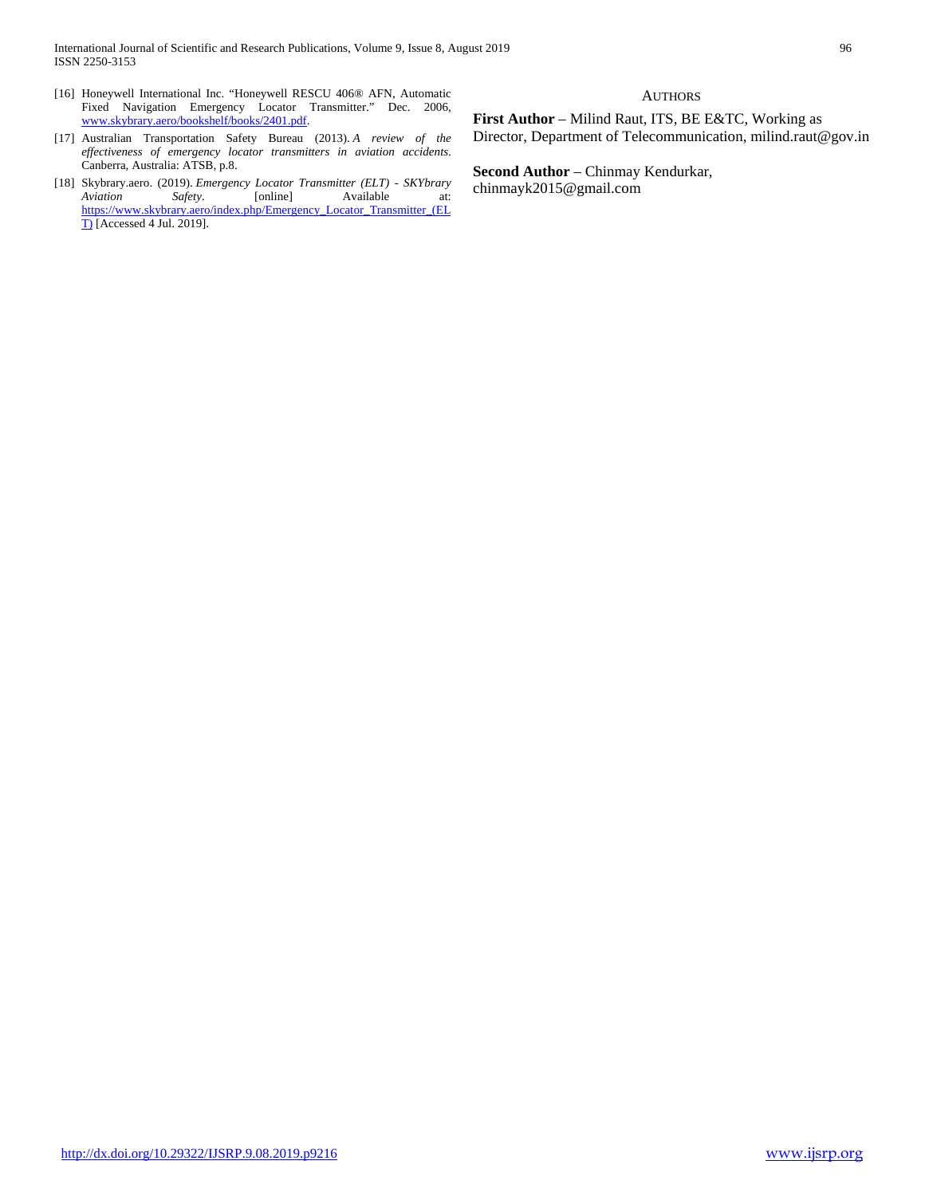[16] Honeywell International Inc. "Honeywell RESCU 406® AFN, Automatic Fixed Navigation Emergency Locator Transmitter." Dec. 2006, www.skybrary.aero/bookshelf/books/2401.pdf.

[17] Australian Transportation Safety Bureau (2013). *A review of the effectiveness of emergency locator transmitters in aviation accidents*. Canberra, Australia: ATSB, p.8.

[18] Skybrary.aero. (2019). *Emergency Locator Transmitter (ELT) - SKYbrary Aviation Safety*. [online] Available at: https://www.skybrary.aero/index.php/Emergency_Locator_Transmitter_(ELT) [Accessed 4 Jul. 2019].

## AUTHORS

**First Author** – Milind Raut, ITS, BE E&TC, Working as Director, Department of Telecommunication, milind.raut@gov.in

**Second Author** – Chinmay Kendurkar, chinmayk2015@gmail.com